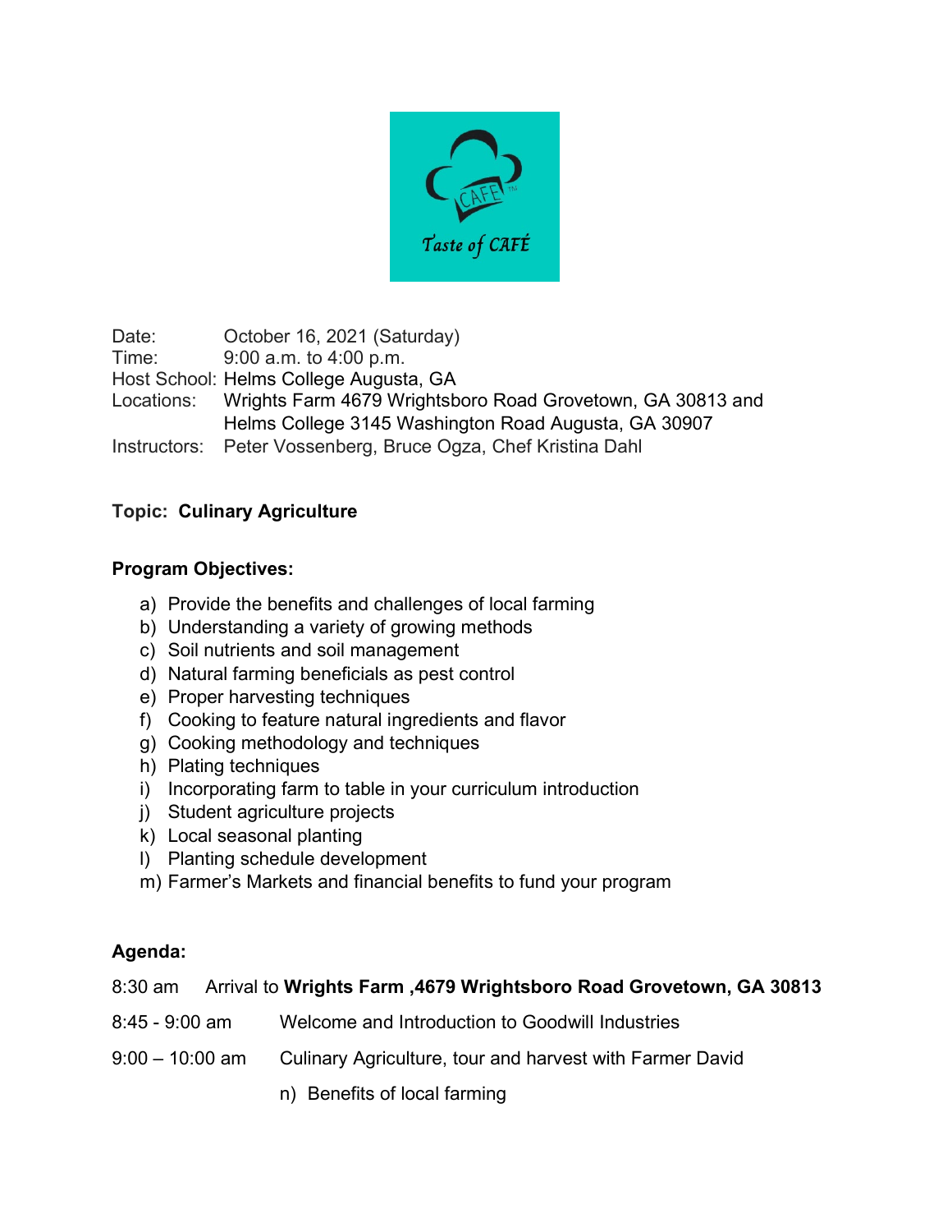Date: October 16, 2021 (Saturday)
Time: 9:00 a.m. to 4:00 p.m.
Host School: Helms College Augusta, GA
Locations: Wrights Farm 4679 Wrightsboro Road Grovetown, GA 30813 and Helms College 3145 Washington Road Augusta, GA 30907
Instructors: Peter Vossenberg, Bruce Ogza, Chef Kristina Dahl

**Topic: Culinary Agriculture**

**Program Objectives:**

a) Provide the benefits and challenges of local farming
b) Understanding a variety of growing methods
c) Soil nutrients and soil management
d) Natural farming beneficials as pest control
e) Proper harvesting techniques
f) Cooking to feature natural ingredients and flavor
g) Cooking methodology and techniques
h) Plating techniques
i) Incorporating farm to table in your curriculum introduction
j) Student agriculture projects
k) Local seasonal planting
l) Planting schedule development
m) Farmer's Markets and financial benefits to fund your program

**Agenda:**

8:30 am Arrival to **Wrights Farm ,4679 Wrightsboro Road Grovetown, GA 30813**

8:45 - 9:00 am Welcome and Introduction to Goodwill Industries

9:00 – 10:00 am Culinary Agriculture, tour and harvest with Farmer David

n) Benefits of local farming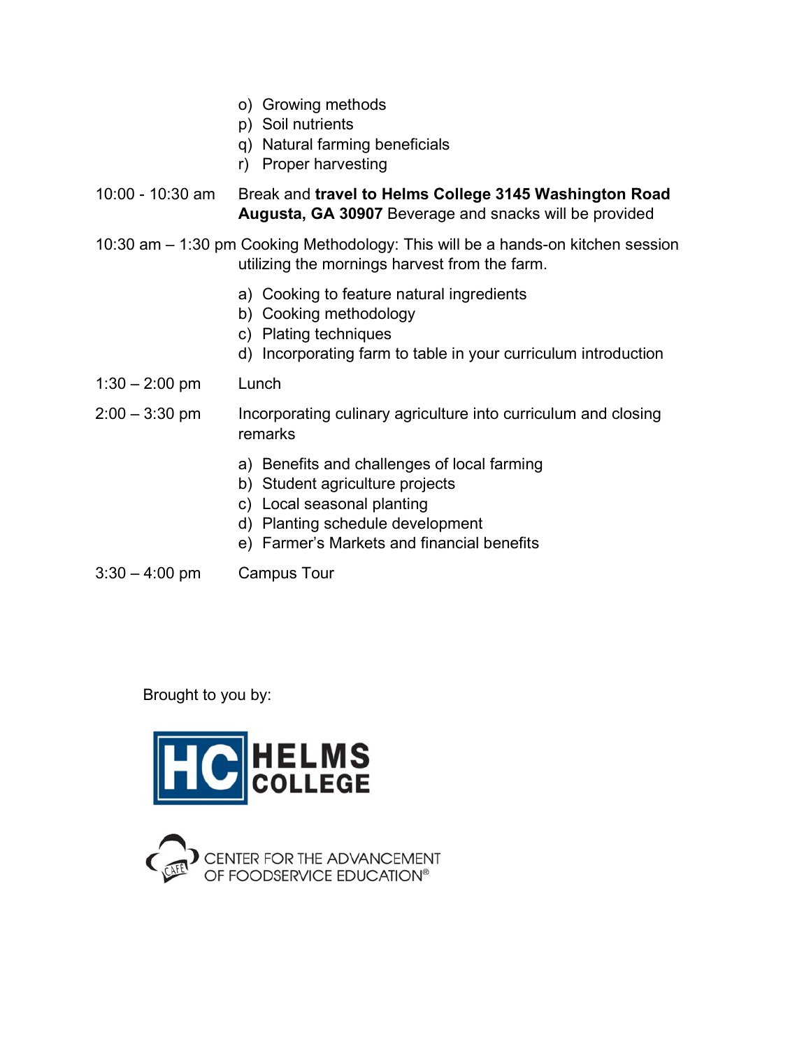o) Growing methods
p) Soil nutrients
q) Natural farming beneficials
r) Proper harvesting

10:00 - 10:30 am Break and **travel to Helms College 3145 Washington Road Augusta, GA 30907** Beverage and snacks will be provided

10:30 am – 1:30 pm Cooking Methodology: This will be a hands-on kitchen session utilizing the mornings harvest from the farm.

a) Cooking to feature natural ingredients
b) Cooking methodology
c) Plating techniques
d) Incorporating farm to table in your curriculum introduction

1:30 – 2:00 pm Lunch

2:00 – 3:30 pm Incorporating culinary agriculture into curriculum and closing remarks

a) Benefits and challenges of local farming
b) Student agriculture projects
c) Local seasonal planting
d) Planting schedule development
e) Farmer's Markets and financial benefits

3:30 – 4:00 pm Campus Tour

Brought to you by:

HC HELMS COLLEGE

CAFE CENTER FOR THE ADVANCEMENT OF FOODSERVICE EDUCATION®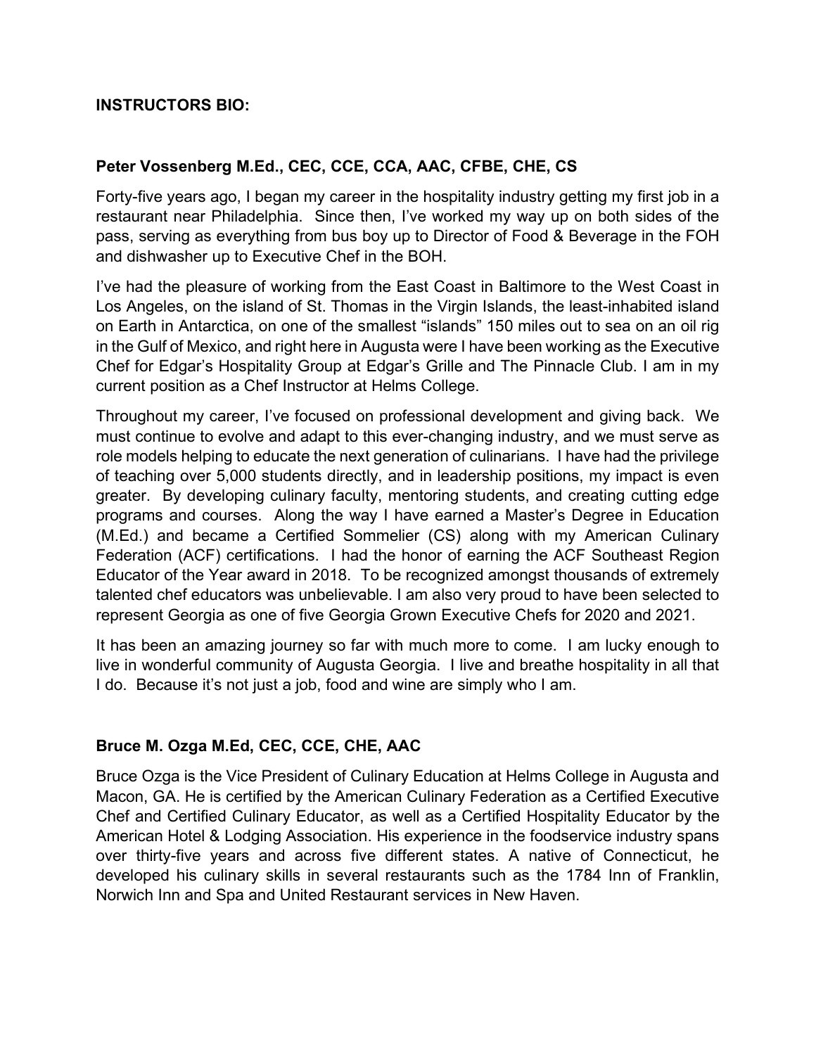**INSTRUCTORS BIO:**

**Peter Vossenberg M.Ed., CEC, CCE, CCA, AAC, CFBE, CHE, CS**

Forty-five years ago, I began my career in the hospitality industry getting my first job in a restaurant near Philadelphia. Since then, I've worked my way up on both sides of the pass, serving as everything from bus boy up to Director of Food & Beverage in the FOH and dishwasher up to Executive Chef in the BOH.

I've had the pleasure of working from the East Coast in Baltimore to the West Coast in Los Angeles, on the island of St. Thomas in the Virgin Islands, the least-inhabited island on Earth in Antarctica, on one of the smallest "islands" 150 miles out to sea on an oil rig in the Gulf of Mexico, and right here in Augusta were I have been working as the Executive Chef for Edgar's Hospitality Group at Edgar's Grille and The Pinnacle Club. I am in my current position as a Chef Instructor at Helms College.

Throughout my career, I've focused on professional development and giving back. We must continue to evolve and adapt to this ever-changing industry, and we must serve as role models helping to educate the next generation of culinarians. I have had the privilege of teaching over 5,000 students directly, and in leadership positions, my impact is even greater. By developing culinary faculty, mentoring students, and creating cutting edge programs and courses. Along the way I have earned a Master's Degree in Education (M.Ed.) and became a Certified Sommelier (CS) along with my American Culinary Federation (ACF) certifications. I had the honor of earning the ACF Southeast Region Educator of the Year award in 2018. To be recognized amongst thousands of extremely talented chef educators was unbelievable. I am also very proud to have been selected to represent Georgia as one of five Georgia Grown Executive Chefs for 2020 and 2021.

It has been an amazing journey so far with much more to come. I am lucky enough to live in wonderful community of Augusta Georgia. I live and breathe hospitality in all that I do. Because it's not just a job, food and wine are simply who I am.

**Bruce M. Ozga M.Ed, CEC, CCE, CHE, AAC**

Bruce Ozga is the Vice President of Culinary Education at Helms College in Augusta and Macon, GA. He is certified by the American Culinary Federation as a Certified Executive Chef and Certified Culinary Educator, as well as a Certified Hospitality Educator by the American Hotel & Lodging Association. His experience in the foodservice industry spans over thirty-five years and across five different states. A native of Connecticut, he developed his culinary skills in several restaurants such as the 1784 Inn of Franklin, Norwich Inn and Spa and United Restaurant services in New Haven.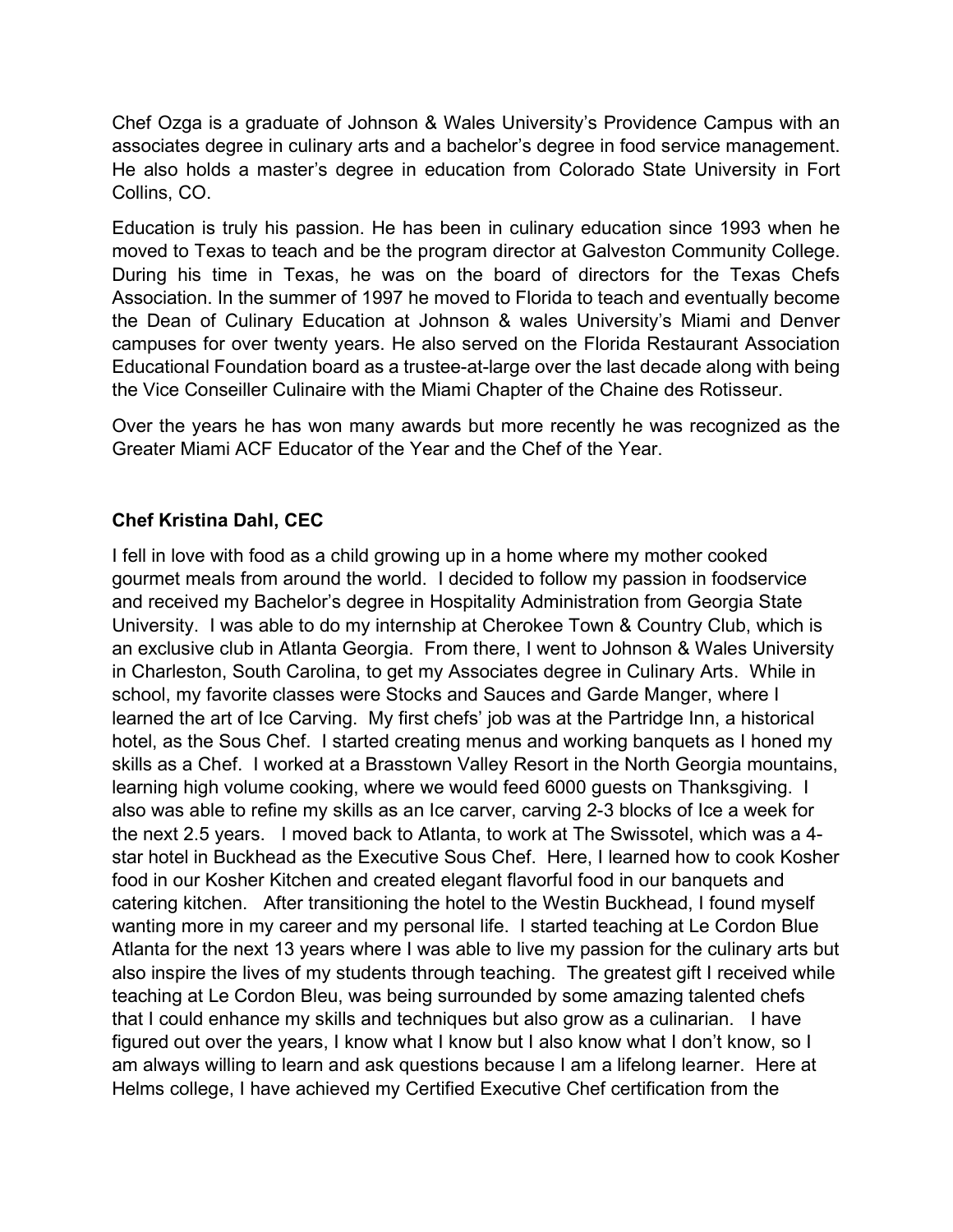Chef Ozga is a graduate of Johnson & Wales University's Providence Campus with an associates degree in culinary arts and a bachelor's degree in food service management. He also holds a master's degree in education from Colorado State University in Fort Collins, CO.

Education is truly his passion. He has been in culinary education since 1993 when he moved to Texas to teach and be the program director at Galveston Community College. During his time in Texas, he was on the board of directors for the Texas Chefs Association. In the summer of 1997 he moved to Florida to teach and eventually become the Dean of Culinary Education at Johnson & wales University's Miami and Denver campuses for over twenty years. He also served on the Florida Restaurant Association Educational Foundation board as a trustee-at-large over the last decade along with being the Vice Conseiller Culinaire with the Miami Chapter of the Chaine des Rotisseur.

Over the years he has won many awards but more recently he was recognized as the Greater Miami ACF Educator of the Year and the Chef of the Year.

**Chef Kristina Dahl, CEC**

I fell in love with food as a child growing up in a home where my mother cooked gourmet meals from around the world. I decided to follow my passion in foodservice and received my Bachelor's degree in Hospitality Administration from Georgia State University. I was able to do my internship at Cherokee Town & Country Club, which is an exclusive club in Atlanta Georgia. From there, I went to Johnson & Wales University in Charleston, South Carolina, to get my Associates degree in Culinary Arts. While in school, my favorite classes were Stocks and Sauces and Garde Manger, where I learned the art of Ice Carving. My first chefs' job was at the Partridge Inn, a historical hotel, as the Sous Chef. I started creating menus and working banquets as I honed my skills as a Chef. I worked at a Brasstown Valley Resort in the North Georgia mountains, learning high volume cooking, where we would feed 6000 guests on Thanksgiving. I also was able to refine my skills as an Ice carver, carving 2-3 blocks of Ice a week for the next 2.5 years. I moved back to Atlanta, to work at The Swissotel, which was a 4-star hotel in Buckhead as the Executive Sous Chef. Here, I learned how to cook Kosher food in our Kosher Kitchen and created elegant flavorful food in our banquets and catering kitchen. After transitioning the hotel to the Westin Buckhead, I found myself wanting more in my career and my personal life. I started teaching at Le Cordon Blue Atlanta for the next 13 years where I was able to live my passion for the culinary arts but also inspire the lives of my students through teaching. The greatest gift I received while teaching at Le Cordon Bleu, was being surrounded by some amazing talented chefs that I could enhance my skills and techniques but also grow as a culinarian. I have figured out over the years, I know what I know but I also know what I don't know, so I am always willing to learn and ask questions because I am a lifelong learner. Here at Helms college, I have achieved my Certified Executive Chef certification from the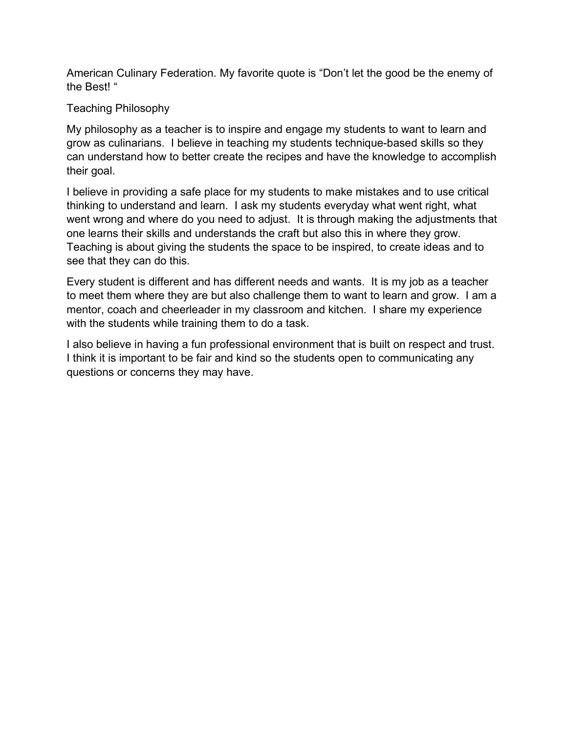American Culinary Federation. My favorite quote is “Don’t let the good be the enemy of the Best! “

## Teaching Philosophy

My philosophy as a teacher is to inspire and engage my students to want to learn and grow as culinarians. I believe in teaching my students technique-based skills so they can understand how to better create the recipes and have the knowledge to accomplish their goal.

I believe in providing a safe place for my students to make mistakes and to use critical thinking to understand and learn. I ask my students everyday what went right, what went wrong and where do you need to adjust. It is through making the adjustments that one learns their skills and understands the craft but also this in where they grow. Teaching is about giving the students the space to be inspired, to create ideas and to see that they can do this.

Every student is different and has different needs and wants. It is my job as a teacher to meet them where they are but also challenge them to want to learn and grow. I am a mentor, coach and cheerleader in my classroom and kitchen. I share my experience with the students while training them to do a task.

I also believe in having a fun professional environment that is built on respect and trust. I think it is important to be fair and kind so the students open to communicating any questions or concerns they may have.